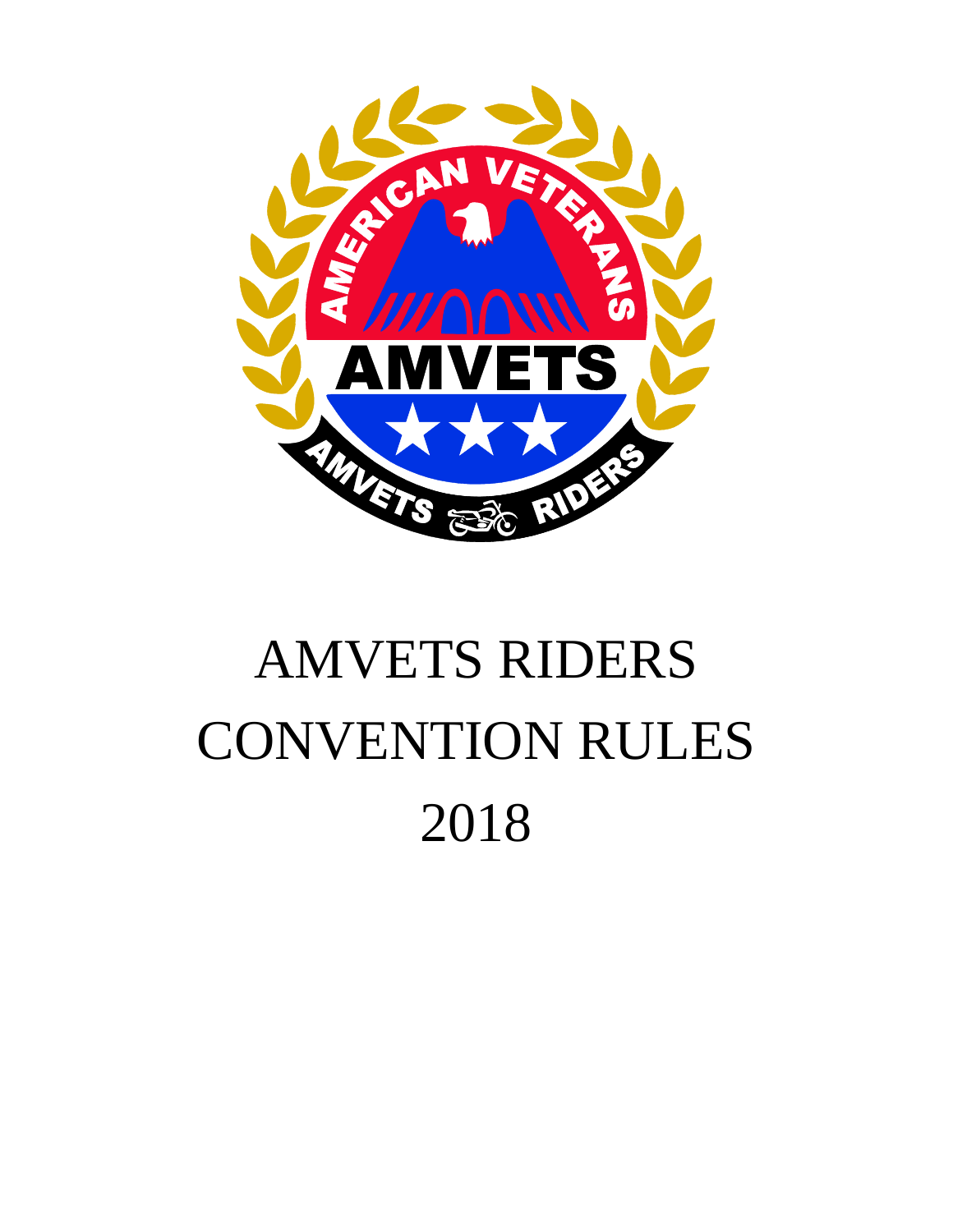# AMVETS RIDERS
# CONVENTION RULES
# 2018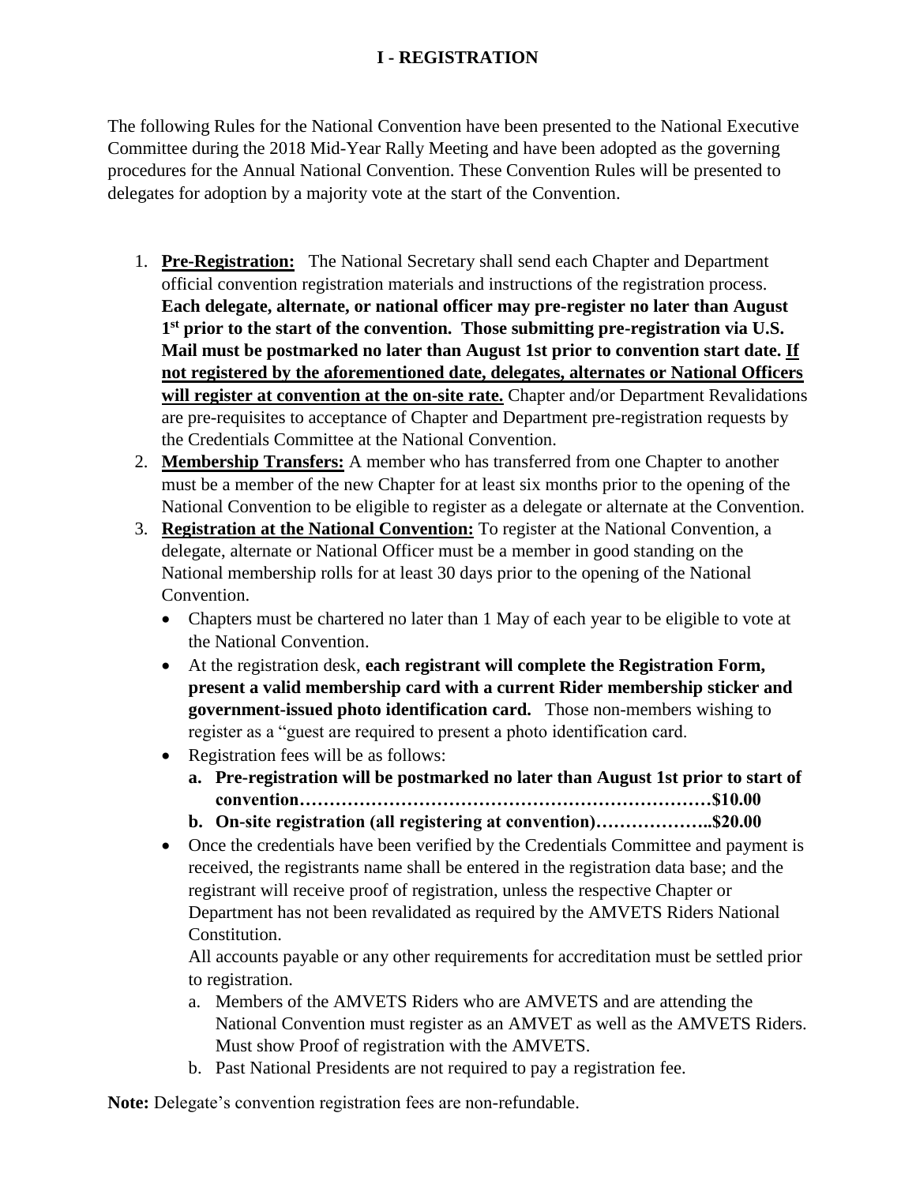# I - REGISTRATION

The following Rules for the National Convention have been presented to the National Executive Committee during the 2018 Mid-Year Rally Meeting and have been adopted as the governing procedures for the Annual National Convention. These Convention Rules will be presented to delegates for adoption by a majority vote at the start of the Convention.

1. **<u>Pre-Registration:</u>** The National Secretary shall send each Chapter and Department official convention registration materials and instructions of the registration process. **Each delegate, alternate, or national officer may pre-register no later than August 1st prior to the start of the convention. Those submitting pre-registration via U.S. Mail must be postmarked no later than August 1st prior to convention start date. <u>If not registered by the aforementioned date, delegates, alternates or National Officers will register at convention at the on-site rate.</u>** Chapter and/or Department Revalidations are pre-requisites to acceptance of Chapter and Department pre-registration requests by the Credentials Committee at the National Convention.
2. **<u>Membership Transfers:</u>** A member who has transferred from one Chapter to another must be a member of the new Chapter for at least six months prior to the opening of the National Convention to be eligible to register as a delegate or alternate at the Convention.
3. **<u>Registration at the National Convention:</u>** To register at the National Convention, a delegate, alternate or National Officer must be a member in good standing on the National membership rolls for at least 30 days prior to the opening of the National Convention.
   - Chapters must be chartered no later than 1 May of each year to be eligible to vote at the National Convention.
   - At the registration desk, **each registrant will complete the Registration Form, present a valid membership card with a current Rider membership sticker and government-issued photo identification card.** Those non-members wishing to register as a "guest are required to present a photo identification card.
   - Registration fees will be as follows:
     a. **Pre-registration will be postmarked no later than August 1st prior to start of convention……………………………………………………………$10.00**
     b. **On-site registration (all registering at convention)………………..$20.00**
   - Once the credentials have been verified by the Credentials Committee and payment is received, the registrants name shall be entered in the registration data base; and the registrant will receive proof of registration, unless the respective Chapter or Department has not been revalidated as required by the AMVETS Riders National Constitution.

     All accounts payable or any other requirements for accreditation must be settled prior to registration.

     a. Members of the AMVETS Riders who are AMVETS and are attending the National Convention must register as an AMVET as well as the AMVETS Riders. Must show Proof of registration with the AMVETS.
     b. Past National Presidents are not required to pay a registration fee.

**Note:** Delegate's convention registration fees are non-refundable.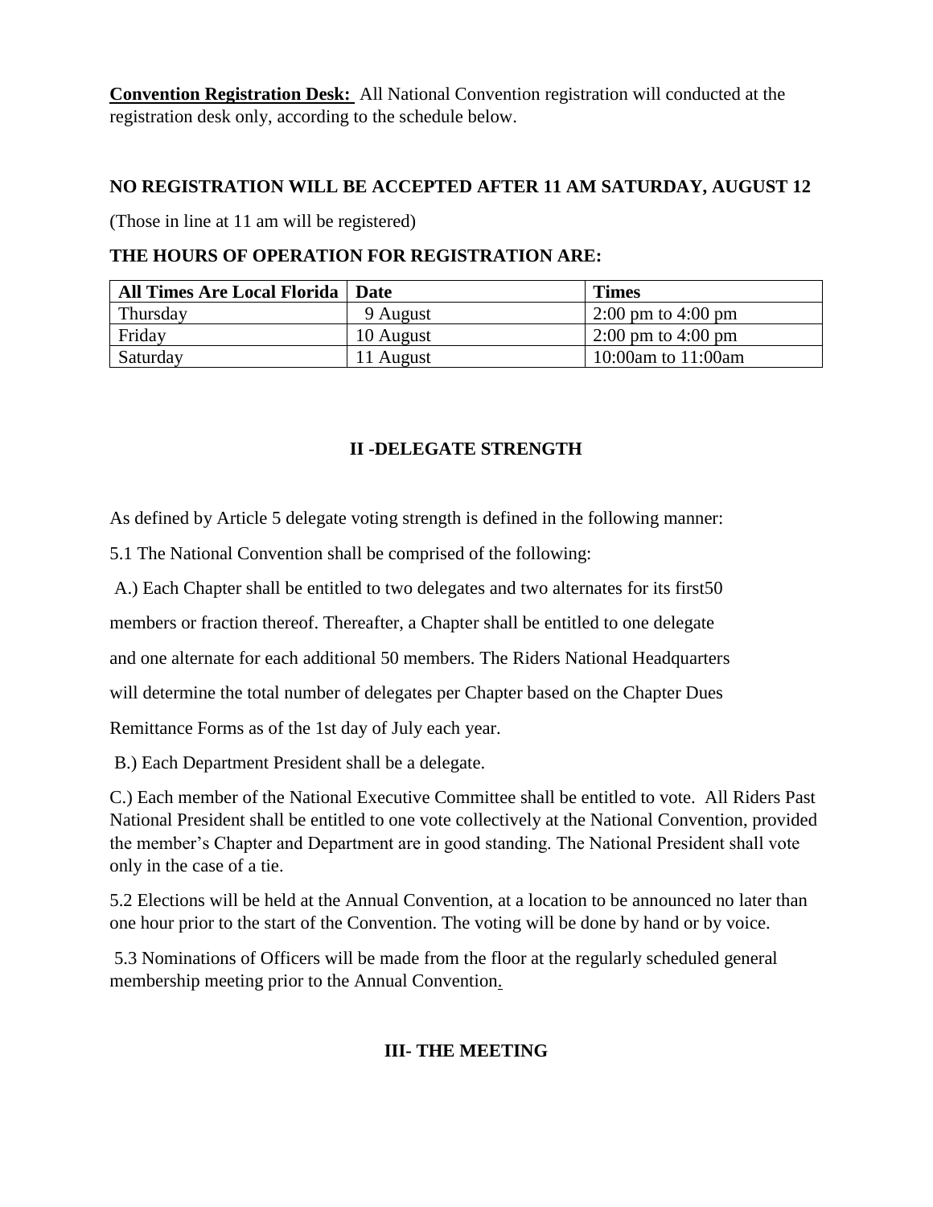**Convention Registration Desk:** All National Convention registration will conducted at the registration desk only, according to the schedule below.

**NO REGISTRATION WILL BE ACCEPTED AFTER 11 AM SATURDAY, AUGUST 12**

(Those in line at 11 am will be registered)

**THE HOURS OF OPERATION FOR REGISTRATION ARE:**

| All Times Are Local Florida | Date | Times |
| --- | --- | --- |
| Thursday | 9 August | 2:00 pm to 4:00 pm |
| Friday | 10 August | 2:00 pm to 4:00 pm |
| Saturday | 11 August | 10:00am to 11:00am |

## II -DELEGATE STRENGTH

As defined by Article 5 delegate voting strength is defined in the following manner:

5.1 The National Convention shall be comprised of the following:

A.) Each Chapter shall be entitled to two delegates and two alternates for its first50 members or fraction thereof. Thereafter, a Chapter shall be entitled to one delegate and one alternate for each additional 50 members. The Riders National Headquarters will determine the total number of delegates per Chapter based on the Chapter Dues Remittance Forms as of the 1st day of July each year.

B.) Each Department President shall be a delegate.

C.) Each member of the National Executive Committee shall be entitled to vote. All Riders Past National President shall be entitled to one vote collectively at the National Convention, provided the member's Chapter and Department are in good standing. The National President shall vote only in the case of a tie.

5.2 Elections will be held at the Annual Convention, at a location to be announced no later than one hour prior to the start of the Convention. The voting will be done by hand or by voice.

5.3 Nominations of Officers will be made from the floor at the regularly scheduled general membership meeting prior to the Annual Convention.

## III- THE MEETING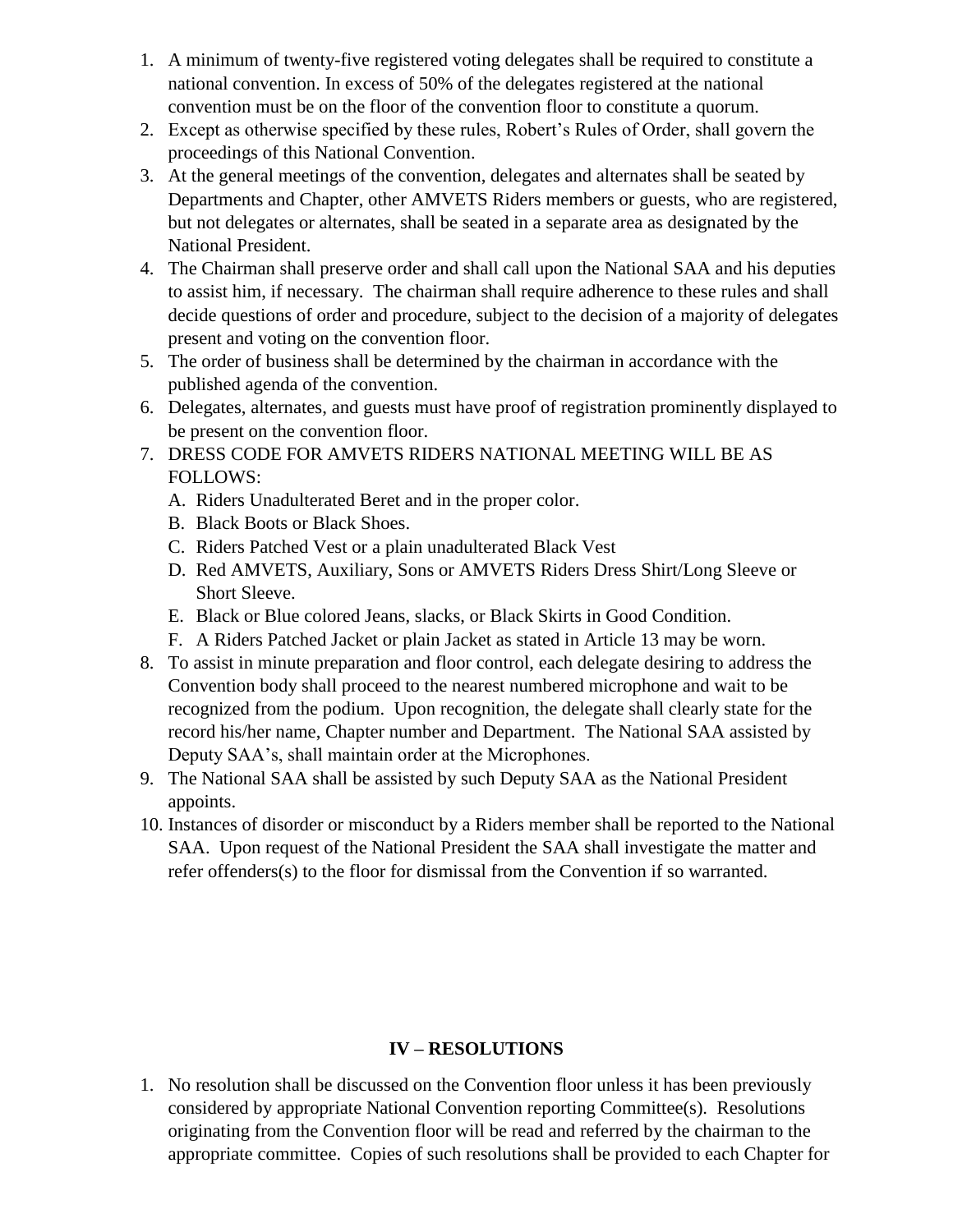1. A minimum of twenty-five registered voting delegates shall be required to constitute a national convention. In excess of 50% of the delegates registered at the national convention must be on the floor of the convention floor to constitute a quorum.
2. Except as otherwise specified by these rules, Robert's Rules of Order, shall govern the proceedings of this National Convention.
3. At the general meetings of the convention, delegates and alternates shall be seated by Departments and Chapter, other AMVETS Riders members or guests, who are registered, but not delegates or alternates, shall be seated in a separate area as designated by the National President.
4. The Chairman shall preserve order and shall call upon the National SAA and his deputies to assist him, if necessary. The chairman shall require adherence to these rules and shall decide questions of order and procedure, subject to the decision of a majority of delegates present and voting on the convention floor.
5. The order of business shall be determined by the chairman in accordance with the published agenda of the convention.
6. Delegates, alternates, and guests must have proof of registration prominently displayed to be present on the convention floor.
7. DRESS CODE FOR AMVETS RIDERS NATIONAL MEETING WILL BE AS FOLLOWS:
   A. Riders Unadulterated Beret and in the proper color.
   B. Black Boots or Black Shoes.
   C. Riders Patched Vest or a plain unadulterated Black Vest
   D. Red AMVETS, Auxiliary, Sons or AMVETS Riders Dress Shirt/Long Sleeve or Short Sleeve.
   E. Black or Blue colored Jeans, slacks, or Black Skirts in Good Condition.
   F. A Riders Patched Jacket or plain Jacket as stated in Article 13 may be worn.
8. To assist in minute preparation and floor control, each delegate desiring to address the Convention body shall proceed to the nearest numbered microphone and wait to be recognized from the podium. Upon recognition, the delegate shall clearly state for the record his/her name, Chapter number and Department. The National SAA assisted by Deputy SAA's, shall maintain order at the Microphones.
9. The National SAA shall be assisted by such Deputy SAA as the National President appoints.
10. Instances of disorder or misconduct by a Riders member shall be reported to the National SAA. Upon request of the National President the SAA shall investigate the matter and refer offenders(s) to the floor for dismissal from the Convention if so warranted.

## IV – RESOLUTIONS

1. No resolution shall be discussed on the Convention floor unless it has been previously considered by appropriate National Convention reporting Committee(s). Resolutions originating from the Convention floor will be read and referred by the chairman to the appropriate committee. Copies of such resolutions shall be provided to each Chapter for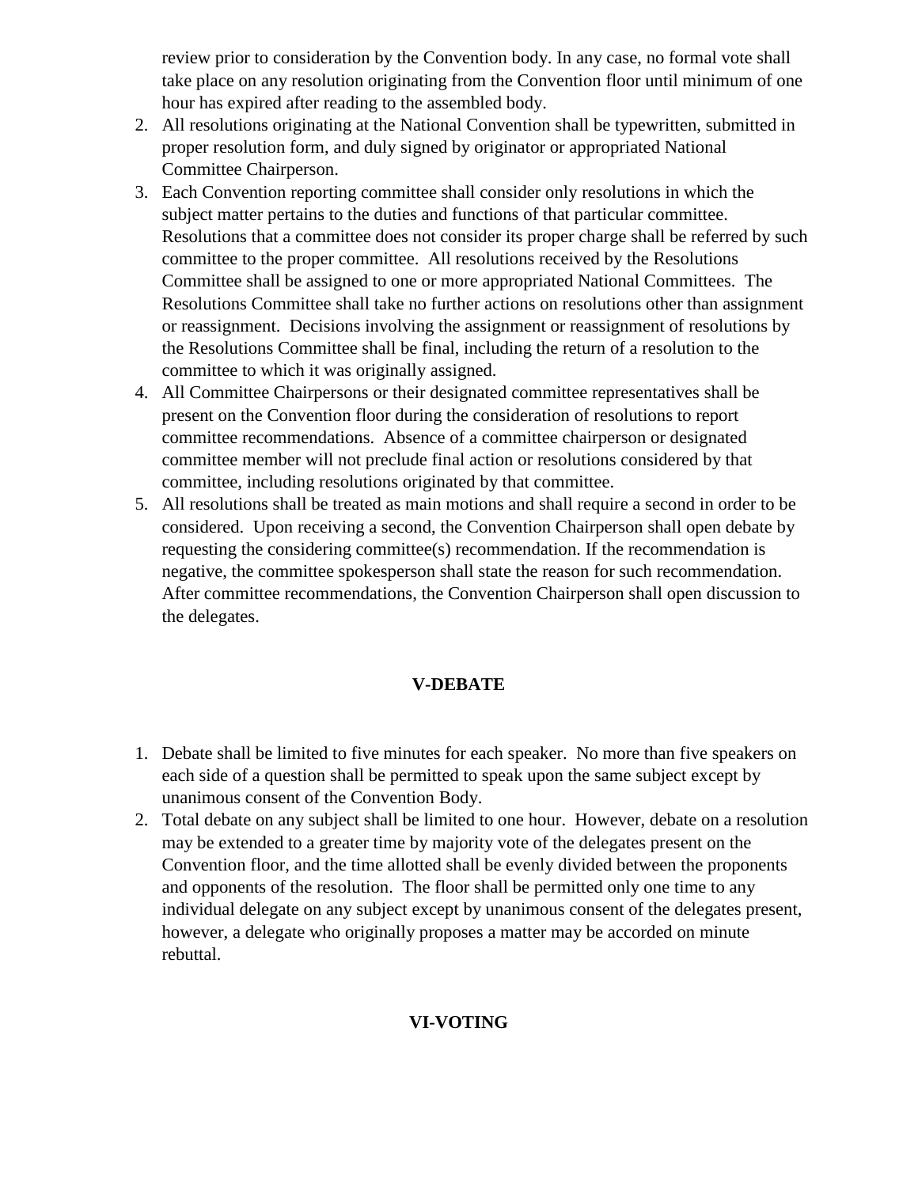review prior to consideration by the Convention body. In any case, no formal vote shall take place on any resolution originating from the Convention floor until minimum of one hour has expired after reading to the assembled body.

2. All resolutions originating at the National Convention shall be typewritten, submitted in proper resolution form, and duly signed by originator or appropriated National Committee Chairperson.
3. Each Convention reporting committee shall consider only resolutions in which the subject matter pertains to the duties and functions of that particular committee. Resolutions that a committee does not consider its proper charge shall be referred by such committee to the proper committee. All resolutions received by the Resolutions Committee shall be assigned to one or more appropriated National Committees. The Resolutions Committee shall take no further actions on resolutions other than assignment or reassignment. Decisions involving the assignment or reassignment of resolutions by the Resolutions Committee shall be final, including the return of a resolution to the committee to which it was originally assigned.
4. All Committee Chairpersons or their designated committee representatives shall be present on the Convention floor during the consideration of resolutions to report committee recommendations. Absence of a committee chairperson or designated committee member will not preclude final action or resolutions considered by that committee, including resolutions originated by that committee.
5. All resolutions shall be treated as main motions and shall require a second in order to be considered. Upon receiving a second, the Convention Chairperson shall open debate by requesting the considering committee(s) recommendation. If the recommendation is negative, the committee spokesperson shall state the reason for such recommendation. After committee recommendations, the Convention Chairperson shall open discussion to the delegates.

## V-DEBATE

1. Debate shall be limited to five minutes for each speaker. No more than five speakers on each side of a question shall be permitted to speak upon the same subject except by unanimous consent of the Convention Body.
2. Total debate on any subject shall be limited to one hour. However, debate on a resolution may be extended to a greater time by majority vote of the delegates present on the Convention floor, and the time allotted shall be evenly divided between the proponents and opponents of the resolution. The floor shall be permitted only one time to any individual delegate on any subject except by unanimous consent of the delegates present, however, a delegate who originally proposes a matter may be accorded on minute rebuttal.

## VI-VOTING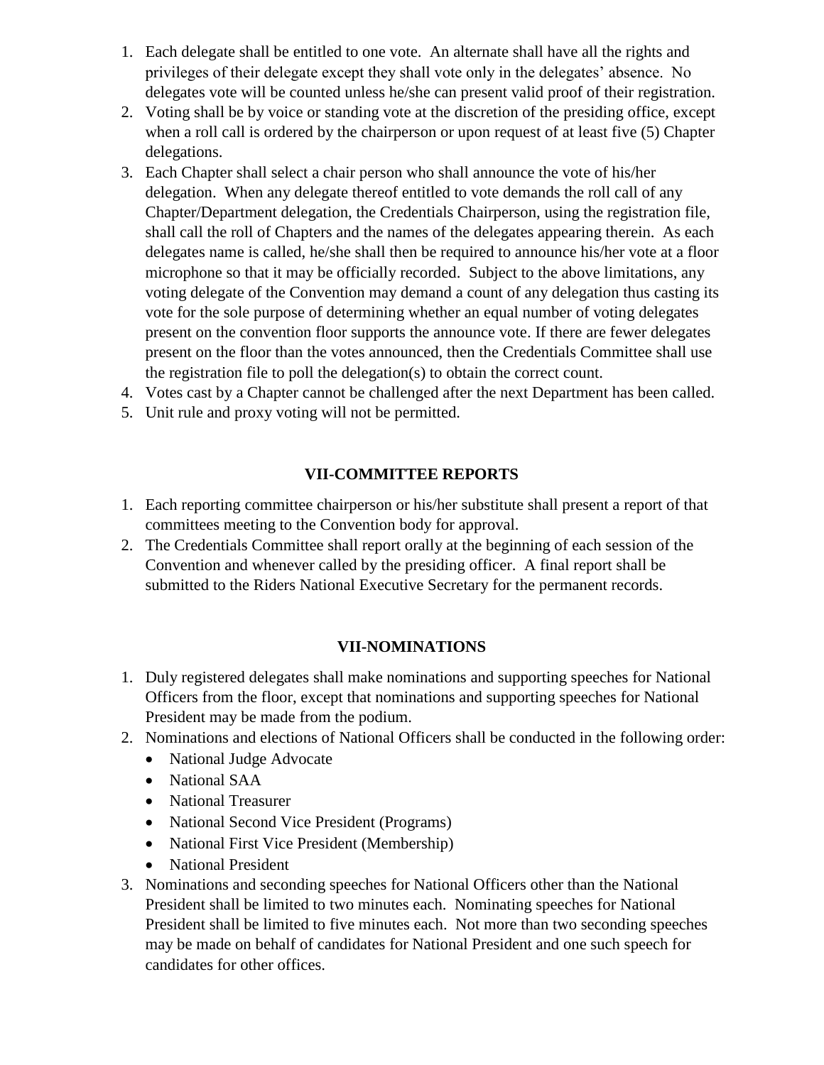1. Each delegate shall be entitled to one vote. An alternate shall have all the rights and privileges of their delegate except they shall vote only in the delegates' absence. No delegates vote will be counted unless he/she can present valid proof of their registration.
2. Voting shall be by voice or standing vote at the discretion of the presiding office, except when a roll call is ordered by the chairperson or upon request of at least five (5) Chapter delegations.
3. Each Chapter shall select a chair person who shall announce the vote of his/her delegation. When any delegate thereof entitled to vote demands the roll call of any Chapter/Department delegation, the Credentials Chairperson, using the registration file, shall call the roll of Chapters and the names of the delegates appearing therein. As each delegates name is called, he/she shall then be required to announce his/her vote at a floor microphone so that it may be officially recorded. Subject to the above limitations, any voting delegate of the Convention may demand a count of any delegation thus casting its vote for the sole purpose of determining whether an equal number of voting delegates present on the convention floor supports the announce vote. If there are fewer delegates present on the floor than the votes announced, then the Credentials Committee shall use the registration file to poll the delegation(s) to obtain the correct count.
4. Votes cast by a Chapter cannot be challenged after the next Department has been called.
5. Unit rule and proxy voting will not be permitted.

## VII-COMMITTEE REPORTS

1. Each reporting committee chairperson or his/her substitute shall present a report of that committees meeting to the Convention body for approval.
2. The Credentials Committee shall report orally at the beginning of each session of the Convention and whenever called by the presiding officer. A final report shall be submitted to the Riders National Executive Secretary for the permanent records.

## VII-NOMINATIONS

1. Duly registered delegates shall make nominations and supporting speeches for National Officers from the floor, except that nominations and supporting speeches for National President may be made from the podium.
2. Nominations and elections of National Officers shall be conducted in the following order:
   - National Judge Advocate
   - National SAA
   - National Treasurer
   - National Second Vice President (Programs)
   - National First Vice President (Membership)
   - National President
3. Nominations and seconding speeches for National Officers other than the National President shall be limited to two minutes each. Nominating speeches for National President shall be limited to five minutes each. Not more than two seconding speeches may be made on behalf of candidates for National President and one such speech for candidates for other offices.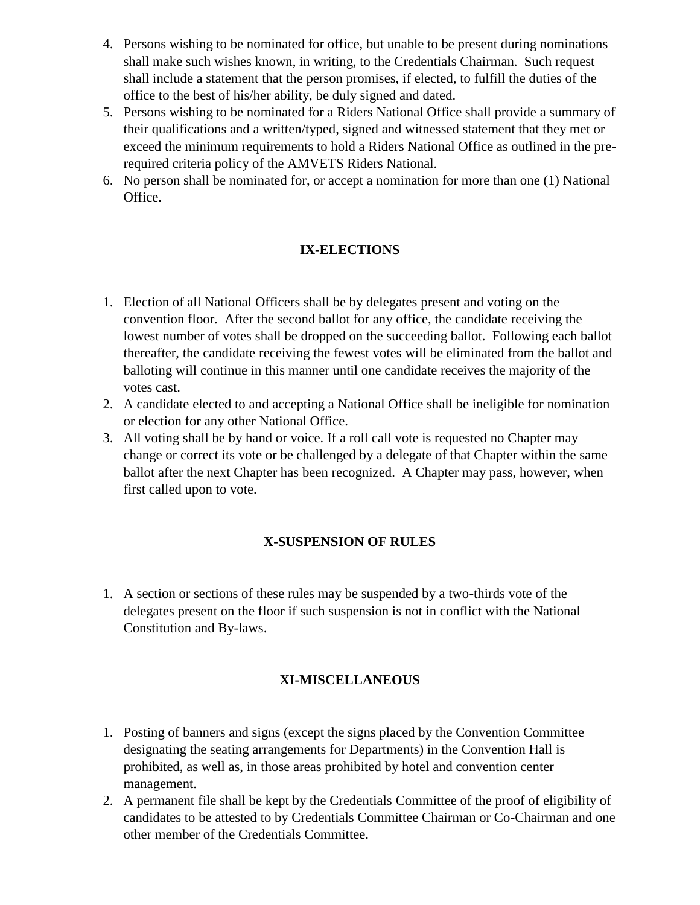4. Persons wishing to be nominated for office, but unable to be present during nominations shall make such wishes known, in writing, to the Credentials Chairman. Such request shall include a statement that the person promises, if elected, to fulfill the duties of the office to the best of his/her ability, be duly signed and dated.
5. Persons wishing to be nominated for a Riders National Office shall provide a summary of their qualifications and a written/typed, signed and witnessed statement that they met or exceed the minimum requirements to hold a Riders National Office as outlined in the pre-required criteria policy of the AMVETS Riders National.
6. No person shall be nominated for, or accept a nomination for more than one (1) National Office.

## IX-ELECTIONS

1. Election of all National Officers shall be by delegates present and voting on the convention floor. After the second ballot for any office, the candidate receiving the lowest number of votes shall be dropped on the succeeding ballot. Following each ballot thereafter, the candidate receiving the fewest votes will be eliminated from the ballot and balloting will continue in this manner until one candidate receives the majority of the votes cast.
2. A candidate elected to and accepting a National Office shall be ineligible for nomination or election for any other National Office.
3. All voting shall be by hand or voice. If a roll call vote is requested no Chapter may change or correct its vote or be challenged by a delegate of that Chapter within the same ballot after the next Chapter has been recognized. A Chapter may pass, however, when first called upon to vote.

## X-SUSPENSION OF RULES

1. A section or sections of these rules may be suspended by a two-thirds vote of the delegates present on the floor if such suspension is not in conflict with the National Constitution and By-laws.

## XI-MISCELLANEOUS

1. Posting of banners and signs (except the signs placed by the Convention Committee designating the seating arrangements for Departments) in the Convention Hall is prohibited, as well as, in those areas prohibited by hotel and convention center management.
2. A permanent file shall be kept by the Credentials Committee of the proof of eligibility of candidates to be attested to by Credentials Committee Chairman or Co-Chairman and one other member of the Credentials Committee.